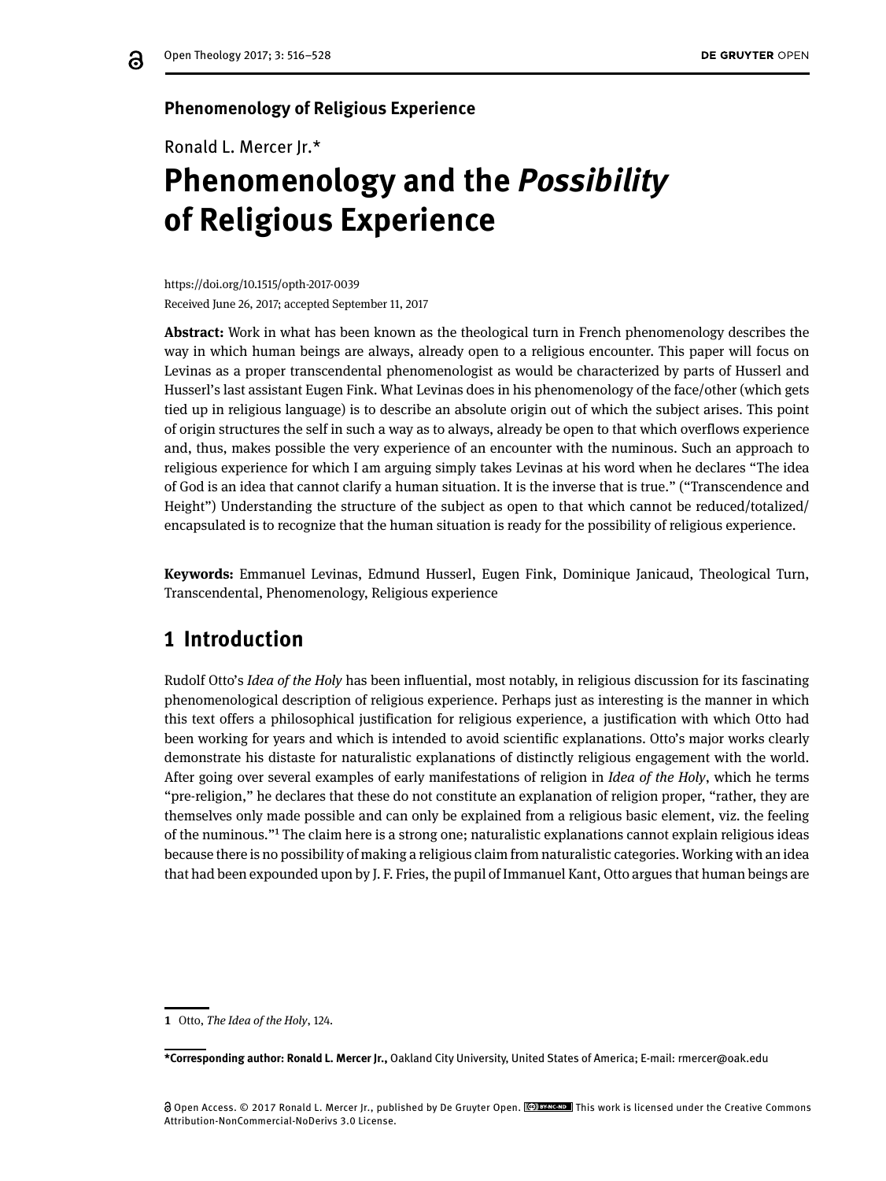Phenomenology of Religious Experience

Ronald L. Mercer Jr.*

# Phenomenology and the *Possibility* of Religious Experience

https://doi.org/10.1515/opth-2017-0039

Received June 26, 2017; accepted September 11, 2017

**Abstract:** Work in what has been known as the theological turn in French phenomenology describes the way in which human beings are always, already open to a religious encounter. This paper will focus on Levinas as a proper transcendental phenomenologist as would be characterized by parts of Husserl and Husserl's last assistant Eugen Fink. What Levinas does in his phenomenology of the face/other (which gets tied up in religious language) is to describe an absolute origin out of which the subject arises. This point of origin structures the self in such a way as to always, already be open to that which overflows experience and, thus, makes possible the very experience of an encounter with the numinous. Such an approach to religious experience for which I am arguing simply takes Levinas at his word when he declares "The idea of God is an idea that cannot clarify a human situation. It is the inverse that is true." ("Transcendence and Height") Understanding the structure of the subject as open to that which cannot be reduced/totalized/encapsulated is to recognize that the human situation is ready for the possibility of religious experience.

**Keywords:** Emmanuel Levinas, Edmund Husserl, Eugen Fink, Dominique Janicaud, Theological Turn, Transcendental, Phenomenology, Religious experience

## 1 Introduction

Rudolf Otto's *Idea of the Holy* has been influential, most notably, in religious discussion for its fascinating phenomenological description of religious experience. Perhaps just as interesting is the manner in which this text offers a philosophical justification for religious experience, a justification with which Otto had been working for years and which is intended to avoid scientific explanations. Otto's major works clearly demonstrate his distaste for naturalistic explanations of distinctly religious engagement with the world. After going over several examples of early manifestations of religion in *Idea of the Holy*, which he terms "pre-religion," he declares that these do not constitute an explanation of religion proper, "rather, they are themselves only made possible and can only be explained from a religious basic element, viz. the feeling of the numinous."[1] The claim here is a strong one; naturalistic explanations cannot explain religious ideas because there is no possibility of making a religious claim from naturalistic categories. Working with an idea that had been expounded upon by J. F. Fries, the pupil of Immanuel Kant, Otto argues that human beings are

1 Otto, *The Idea of the Holy*, 124.

***Corresponding author: Ronald L. Mercer Jr.,** Oakland City University, United States of America; E-mail: rmercer@oak.edu

Open Access. © 2017 Ronald L. Mercer Jr., published by De Gruyter Open. This work is licensed under the Creative Commons Attribution-NonCommercial-NoDerivs 3.0 License.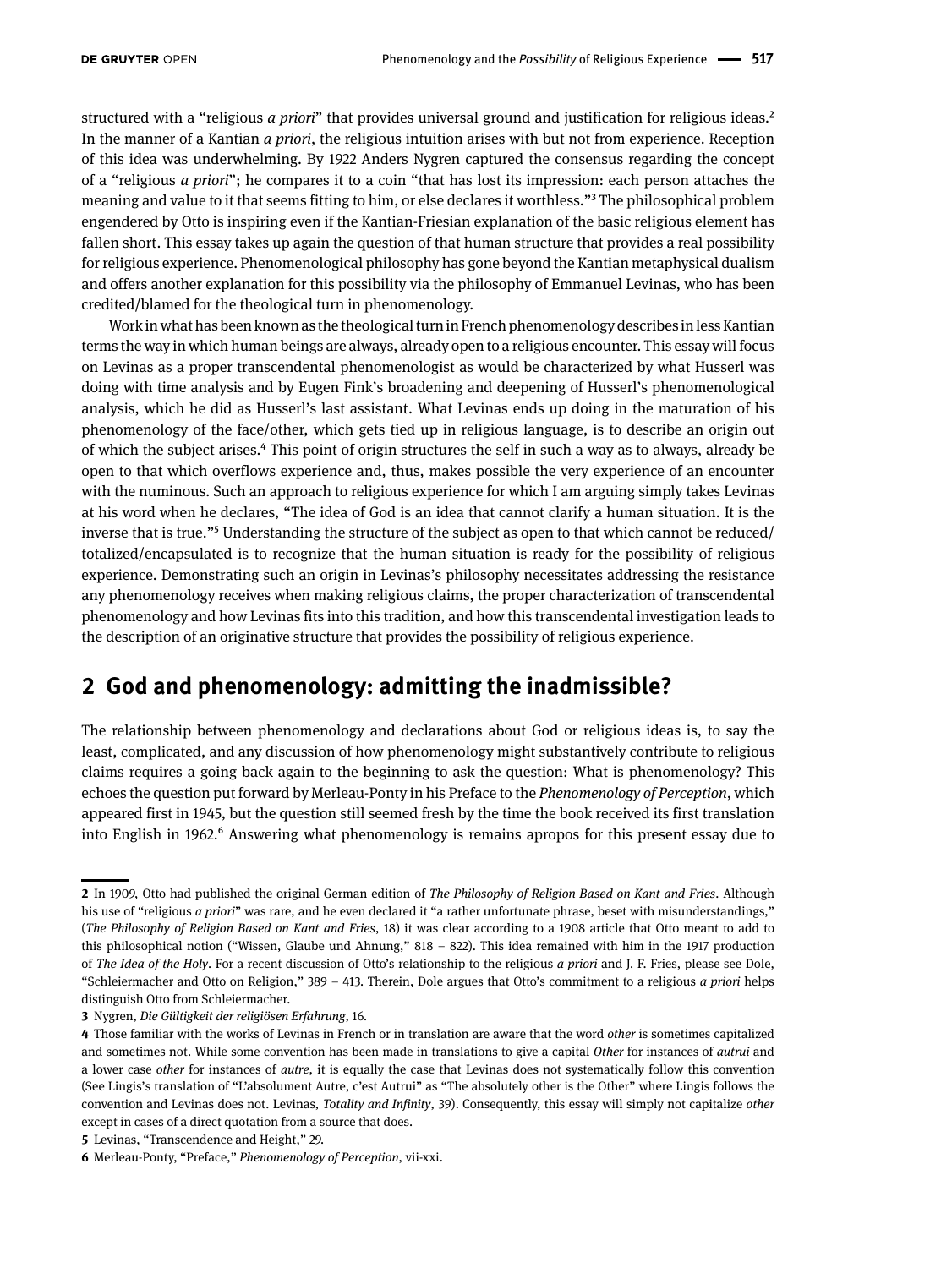structured with a "religious *a priori*" that provides universal ground and justification for religious ideas.[2] In the manner of a Kantian *a priori*, the religious intuition arises with but not from experience. Reception of this idea was underwhelming. By 1922 Anders Nygren captured the consensus regarding the concept of a "religious *a priori*"; he compares it to a coin "that has lost its impression: each person attaches the meaning and value to it that seems fitting to him, or else declares it worthless."[3] The philosophical problem engendered by Otto is inspiring even if the Kantian-Friesian explanation of the basic religious element has fallen short. This essay takes up again the question of that human structure that provides a real possibility for religious experience. Phenomenological philosophy has gone beyond the Kantian metaphysical dualism and offers another explanation for this possibility via the philosophy of Emmanuel Levinas, who has been credited/blamed for the theological turn in phenomenology.

Work in what has been known as the theological turn in French phenomenology describes in less Kantian terms the way in which human beings are always, already open to a religious encounter. This essay will focus on Levinas as a proper transcendental phenomenologist as would be characterized by what Husserl was doing with time analysis and by Eugen Fink's broadening and deepening of Husserl's phenomenological analysis, which he did as Husserl's last assistant. What Levinas ends up doing in the maturation of his phenomenology of the face/other, which gets tied up in religious language, is to describe an origin out of which the subject arises.[4] This point of origin structures the self in such a way as to always, already be open to that which overflows experience and, thus, makes possible the very experience of an encounter with the numinous. Such an approach to religious experience for which I am arguing simply takes Levinas at his word when he declares, "The idea of God is an idea that cannot clarify a human situation. It is the inverse that is true."[5] Understanding the structure of the subject as open to that which cannot be reduced/totalized/encapsulated is to recognize that the human situation is ready for the possibility of religious experience. Demonstrating such an origin in Levinas's philosophy necessitates addressing the resistance any phenomenology receives when making religious claims, the proper characterization of transcendental phenomenology and how Levinas fits into this tradition, and how this transcendental investigation leads to the description of an originative structure that provides the possibility of religious experience.

## 2 God and phenomenology: admitting the inadmissible?

The relationship between phenomenology and declarations about God or religious ideas is, to say the least, complicated, and any discussion of how phenomenology might substantively contribute to religious claims requires a going back again to the beginning to ask the question: What is phenomenology? This echoes the question put forward by Merleau-Ponty in his Preface to the *Phenomenology of Perception*, which appeared first in 1945, but the question still seemed fresh by the time the book received its first translation into English in 1962.[6] Answering what phenomenology is remains apropos for this present essay due to

---

**2** In 1909, Otto had published the original German edition of *The Philosophy of Religion Based on Kant and Fries*. Although his use of "religious *a priori*" was rare, and he even declared it "a rather unfortunate phrase, beset with misunderstandings," (*The Philosophy of Religion Based on Kant and Fries*, 18) it was clear according to a 1908 article that Otto meant to add to this philosophical notion ("Wissen, Glaube und Ahnung," 818 – 822). This idea remained with him in the 1917 production of *The Idea of the Holy*. For a recent discussion of Otto's relationship to the religious *a priori* and J. F. Fries, please see Dole, "Schleiermacher and Otto on Religion," 389 – 413. Therein, Dole argues that Otto's commitment to a religious *a priori* helps distinguish Otto from Schleiermacher.

**3** Nygren, *Die Gültigkeit der religiösen Erfahrung*, 16.

**4** Those familiar with the works of Levinas in French or in translation are aware that the word *other* is sometimes capitalized and sometimes not. While some convention has been made in translations to give a capital *Other* for instances of *autrui* and a lower case *other* for instances of *autre*, it is equally the case that Levinas does not systematically follow this convention (See Lingis's translation of "L'absolument Autre, c'est Autrui" as "The absolutely other is the Other" where Lingis follows the convention and Levinas does not. Levinas, *Totality and Infinity*, 39). Consequently, this essay will simply not capitalize *other* except in cases of a direct quotation from a source that does.

**5** Levinas, "Transcendence and Height," 29.

**6** Merleau-Ponty, "Preface," *Phenomenology of Perception*, vii-xxi.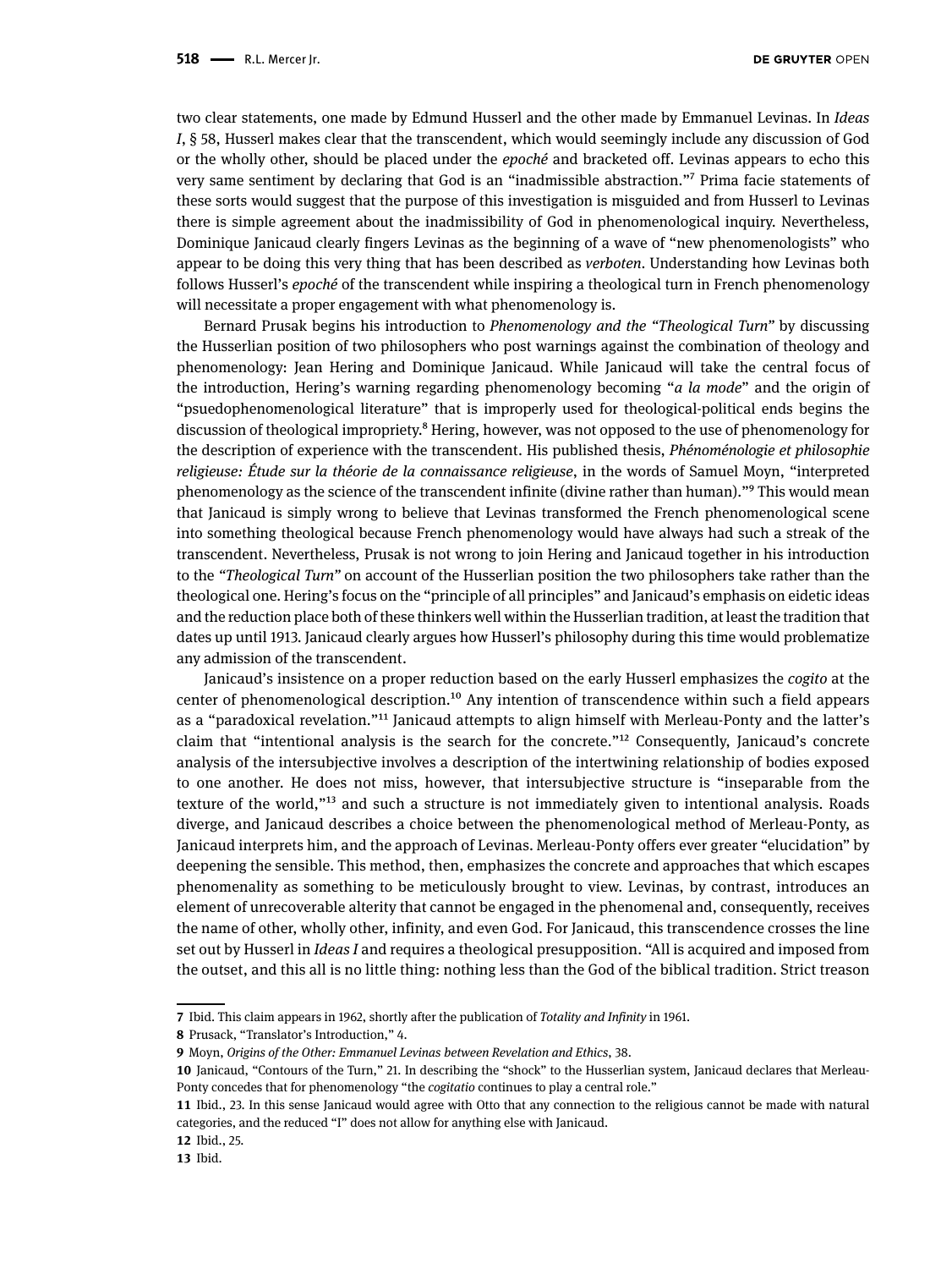two clear statements, one made by Edmund Husserl and the other made by Emmanuel Levinas. In *Ideas I*, § 58, Husserl makes clear that the transcendent, which would seemingly include any discussion of God or the wholly other, should be placed under the *epoché* and bracketed off. Levinas appears to echo this very same sentiment by declaring that God is an "inadmissible abstraction."[7] Prima facie statements of these sorts would suggest that the purpose of this investigation is misguided and from Husserl to Levinas there is simple agreement about the inadmissibility of God in phenomenological inquiry. Nevertheless, Dominique Janicaud clearly fingers Levinas as the beginning of a wave of "new phenomenologists" who appear to be doing this very thing that has been described as *verboten*. Understanding how Levinas both follows Husserl's *epoché* of the transcendent while inspiring a theological turn in French phenomenology will necessitate a proper engagement with what phenomenology is.

Bernard Prusak begins his introduction to *Phenomenology and the "Theological Turn"* by discussing the Husserlian position of two philosophers who post warnings against the combination of theology and phenomenology: Jean Hering and Dominique Janicaud. While Janicaud will take the central focus of the introduction, Hering's warning regarding phenomenology becoming "*a la mode*" and the origin of "psuedophenomenological literature" that is improperly used for theological-political ends begins the discussion of theological impropriety.[8] Hering, however, was not opposed to the use of phenomenology for the description of experience with the transcendent. His published thesis, *Phénoménologie et philosophie religieuse: Étude sur la théorie de la connaissance religieuse*, in the words of Samuel Moyn, "interpreted phenomenology as the science of the transcendent infinite (divine rather than human)."[9] This would mean that Janicaud is simply wrong to believe that Levinas transformed the French phenomenological scene into something theological because French phenomenology would have always had such a streak of the transcendent. Nevertheless, Prusak is not wrong to join Hering and Janicaud together in his introduction to the *"Theological Turn"* on account of the Husserlian position the two philosophers take rather than the theological one. Hering's focus on the "principle of all principles" and Janicaud's emphasis on eidetic ideas and the reduction place both of these thinkers well within the Husserlian tradition, at least the tradition that dates up until 1913. Janicaud clearly argues how Husserl's philosophy during this time would problematize any admission of the transcendent.

Janicaud's insistence on a proper reduction based on the early Husserl emphasizes the *cogito* at the center of phenomenological description.[10] Any intention of transcendence within such a field appears as a "paradoxical revelation."[11] Janicaud attempts to align himself with Merleau-Ponty and the latter's claim that "intentional analysis is the search for the concrete."[12] Consequently, Janicaud's concrete analysis of the intersubjective involves a description of the intertwining relationship of bodies exposed to one another. He does not miss, however, that intersubjective structure is "inseparable from the texture of the world,"[13] and such a structure is not immediately given to intentional analysis. Roads diverge, and Janicaud describes a choice between the phenomenological method of Merleau-Ponty, as Janicaud interprets him, and the approach of Levinas. Merleau-Ponty offers ever greater "elucidation" by deepening the sensible. This method, then, emphasizes the concrete and approaches that which escapes phenomenality as something to be meticulously brought to view. Levinas, by contrast, introduces an element of unrecoverable alterity that cannot be engaged in the phenomenal and, consequently, receives the name of other, wholly other, infinity, and even God. For Janicaud, this transcendence crosses the line set out by Husserl in *Ideas I* and requires a theological presupposition. "All is acquired and imposed from the outset, and this all is no little thing: nothing less than the God of the biblical tradition. Strict treason

7 Ibid. This claim appears in 1962, shortly after the publication of *Totality and Infinity* in 1961.

8 Prusack, "Translator's Introduction," 4.

9 Moyn, *Origins of the Other: Emmanuel Levinas between Revelation and Ethics*, 38.

10 Janicaud, "Contours of the Turn," 21. In describing the "shock" to the Husserlian system, Janicaud declares that Merleau-Ponty concedes that for phenomenology "the *cogitatio* continues to play a central role."

11 Ibid., 23. In this sense Janicaud would agree with Otto that any connection to the religious cannot be made with natural categories, and the reduced "I" does not allow for anything else with Janicaud.

12 Ibid., 25.

13 Ibid.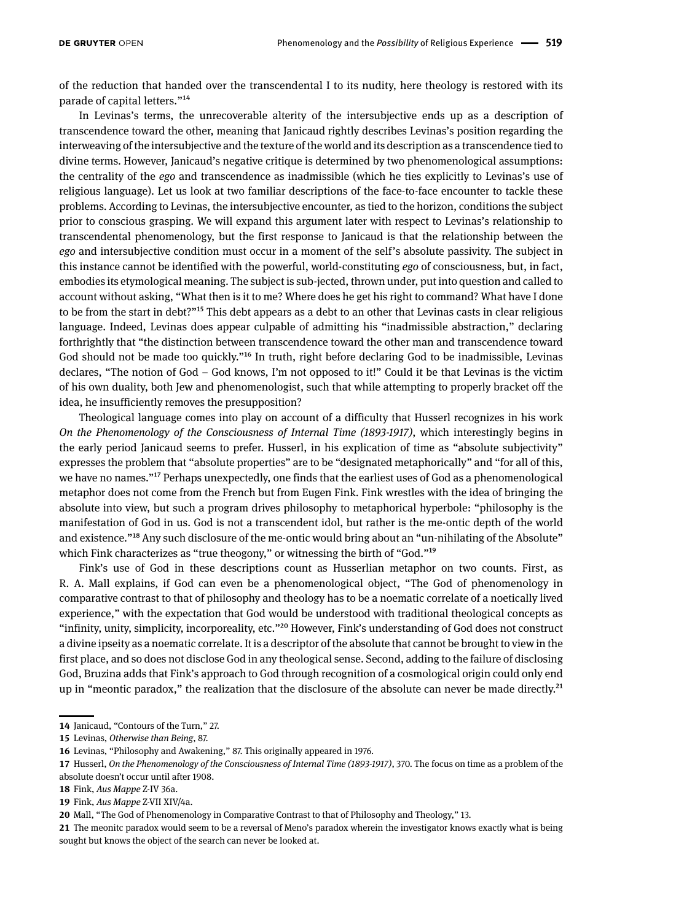of the reduction that handed over the transcendental I to its nudity, here theology is restored with its parade of capital letters."[14]

In Levinas's terms, the unrecoverable alterity of the intersubjective ends up as a description of transcendence toward the other, meaning that Janicaud rightly describes Levinas's position regarding the interweaving of the intersubjective and the texture of the world and its description as a transcendence tied to divine terms. However, Janicaud's negative critique is determined by two phenomenological assumptions: the centrality of the *ego* and transcendence as inadmissible (which he ties explicitly to Levinas's use of religious language). Let us look at two familiar descriptions of the face-to-face encounter to tackle these problems. According to Levinas, the intersubjective encounter, as tied to the horizon, conditions the subject prior to conscious grasping. We will expand this argument later with respect to Levinas's relationship to transcendental phenomenology, but the first response to Janicaud is that the relationship between the *ego* and intersubjective condition must occur in a moment of the self's absolute passivity. The subject in this instance cannot be identified with the powerful, world-constituting *ego* of consciousness, but, in fact, embodies its etymological meaning. The subject is sub-jected, thrown under, put into question and called to account without asking, "What then is it to me? Where does he get his right to command? What have I done to be from the start in debt?"[15] This debt appears as a debt to an other that Levinas casts in clear religious language. Indeed, Levinas does appear culpable of admitting his "inadmissible abstraction," declaring forthrightly that "the distinction between transcendence toward the other man and transcendence toward God should not be made too quickly."[16] In truth, right before declaring God to be inadmissible, Levinas declares, "The notion of God – God knows, I'm not opposed to it!" Could it be that Levinas is the victim of his own duality, both Jew and phenomenologist, such that while attempting to properly bracket off the idea, he insufficiently removes the presupposition?

Theological language comes into play on account of a difficulty that Husserl recognizes in his work *On the Phenomenology of the Consciousness of Internal Time (1893-1917)*, which interestingly begins in the early period Janicaud seems to prefer. Husserl, in his explication of time as "absolute subjectivity" expresses the problem that "absolute properties" are to be "designated metaphorically" and "for all of this, we have no names."[17] Perhaps unexpectedly, one finds that the earliest uses of God as a phenomenological metaphor does not come from the French but from Eugen Fink. Fink wrestles with the idea of bringing the absolute into view, but such a program drives philosophy to metaphorical hyperbole: "philosophy is the manifestation of God in us. God is not a transcendent idol, but rather is the me-ontic depth of the world and existence."[18] Any such disclosure of the me-ontic would bring about an "un-nihilating of the Absolute" which Fink characterizes as "true theogony," or witnessing the birth of "God."[19]

Fink's use of God in these descriptions count as Husserlian metaphor on two counts. First, as R. A. Mall explains, if God can even be a phenomenological object, "The God of phenomenology in comparative contrast to that of philosophy and theology has to be a noematic correlate of a noetically lived experience," with the expectation that God would be understood with traditional theological concepts as "infinity, unity, simplicity, incorporeality, etc."[20] However, Fink's understanding of God does not construct a divine ipseity as a noematic correlate. It is a descriptor of the absolute that cannot be brought to view in the first place, and so does not disclose God in any theological sense. Second, adding to the failure of disclosing God, Bruzina adds that Fink's approach to God through recognition of a cosmological origin could only end up in "meontic paradox," the realization that the disclosure of the absolute can never be made directly.[21]

---

**14** Janicaud, "Contours of the Turn," 27.

**15** Levinas, *Otherwise than Being*, 87.

**16** Levinas, "Philosophy and Awakening," 87. This originally appeared in 1976.

**17** Husserl, *On the Phenomenology of the Consciousness of Internal Time (1893-1917)*, 370. The focus on time as a problem of the absolute doesn't occur until after 1908.

**18** Fink, *Aus Mappe* Z-IV 36a.

**19** Fink, *Aus Mappe* Z-VII XIV/4a.

**20** Mall, "The God of Phenomenology in Comparative Contrast to that of Philosophy and Theology," 13.

**21** The meonitc paradox would seem to be a reversal of Meno's paradox wherein the investigator knows exactly what is being sought but knows the object of the search can never be looked at.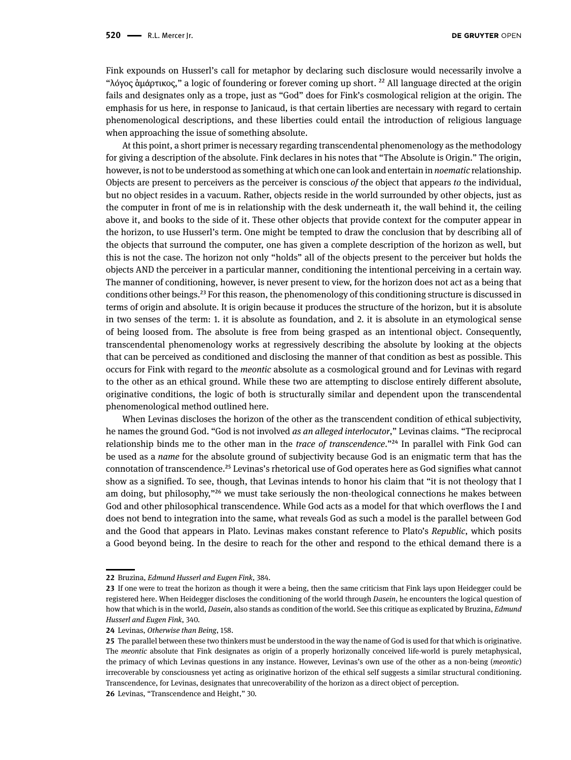Fink expounds on Husserl's call for metaphor by declaring such disclosure would necessarily involve a "λόγος ἁμάρτικος," a logic of foundering or forever coming up short. [22] All language directed at the origin fails and designates only as a trope, just as "God" does for Fink's cosmological religion at the origin. The emphasis for us here, in response to Janicaud, is that certain liberties are necessary with regard to certain phenomenological descriptions, and these liberties could entail the introduction of religious language when approaching the issue of something absolute.

At this point, a short primer is necessary regarding transcendental phenomenology as the methodology for giving a description of the absolute. Fink declares in his notes that "The Absolute is Origin." The origin, however, is not to be understood as something at which one can look and entertain in *noematic* relationship. Objects are present to perceivers as the perceiver is conscious *of* the object that appears *to* the individual, but no object resides in a vacuum. Rather, objects reside in the world surrounded by other objects, just as the computer in front of me is in relationship with the desk underneath it, the wall behind it, the ceiling above it, and books to the side of it. These other objects that provide context for the computer appear in the horizon, to use Husserl's term. One might be tempted to draw the conclusion that by describing all of the objects that surround the computer, one has given a complete description of the horizon as well, but this is not the case. The horizon not only "holds" all of the objects present to the perceiver but holds the objects AND the perceiver in a particular manner, conditioning the intentional perceiving in a certain way. The manner of conditioning, however, is never present to view, for the horizon does not act as a being that conditions other beings.[23] For this reason, the phenomenology of this conditioning structure is discussed in terms of origin and absolute. It is origin because it produces the structure of the horizon, but it is absolute in two senses of the term: 1. it is absolute as foundation, and 2. it is absolute in an etymological sense of being loosed from. The absolute is free from being grasped as an intentional object. Consequently, transcendental phenomenology works at regressively describing the absolute by looking at the objects that can be perceived as conditioned and disclosing the manner of that condition as best as possible. This occurs for Fink with regard to the *meontic* absolute as a cosmological ground and for Levinas with regard to the other as an ethical ground. While these two are attempting to disclose entirely different absolute, originative conditions, the logic of both is structurally similar and dependent upon the transcendental phenomenological method outlined here.

When Levinas discloses the horizon of the other as the transcendent condition of ethical subjectivity, he names the ground God. "God is not involved *as an alleged interlocutor*," Levinas claims. "The reciprocal relationship binds me to the other man in the *trace of transcendence*."[24] In parallel with Fink God can be used as a *name* for the absolute ground of subjectivity because God is an enigmatic term that has the connotation of transcendence.[25] Levinas's rhetorical use of God operates here as God signifies what cannot show as a signified. To see, though, that Levinas intends to honor his claim that "it is not theology that I am doing, but philosophy,"[26] we must take seriously the non-theological connections he makes between God and other philosophical transcendence. While God acts as a model for that which overflows the I and does not bend to integration into the same, what reveals God as such a model is the parallel between God and the Good that appears in Plato. Levinas makes constant reference to Plato's *Republic*, which posits a Good beyond being. In the desire to reach for the other and respond to the ethical demand there is a

---

**22** Bruzina, *Edmund Husserl and Eugen Fink*, 384.

**23** If one were to treat the horizon as though it were a being, then the same criticism that Fink lays upon Heidegger could be registered here. When Heidegger discloses the conditioning of the world through *Dasein*, he encounters the logical question of how that which is in the world, *Dasein*, also stands as condition of the world. See this critique as explicated by Bruzina, *Edmund Husserl and Eugen Fink*, 340.

**24** Levinas, *Otherwise than Being*, 158.

**25** The parallel between these two thinkers must be understood in the way the name of God is used for that which is originative. The *meontic* absolute that Fink designates as origin of a properly horizonally conceived life-world is purely metaphysical, the primacy of which Levinas questions in any instance. However, Levinas's own use of the other as a non-being (*meontic*) irrecoverable by consciousness yet acting as originative horizon of the ethical self suggests a similar structural conditioning. Transcendence, for Levinas, designates that unrecoverability of the horizon as a direct object of perception.

**26** Levinas, "Transcendence and Height," 30.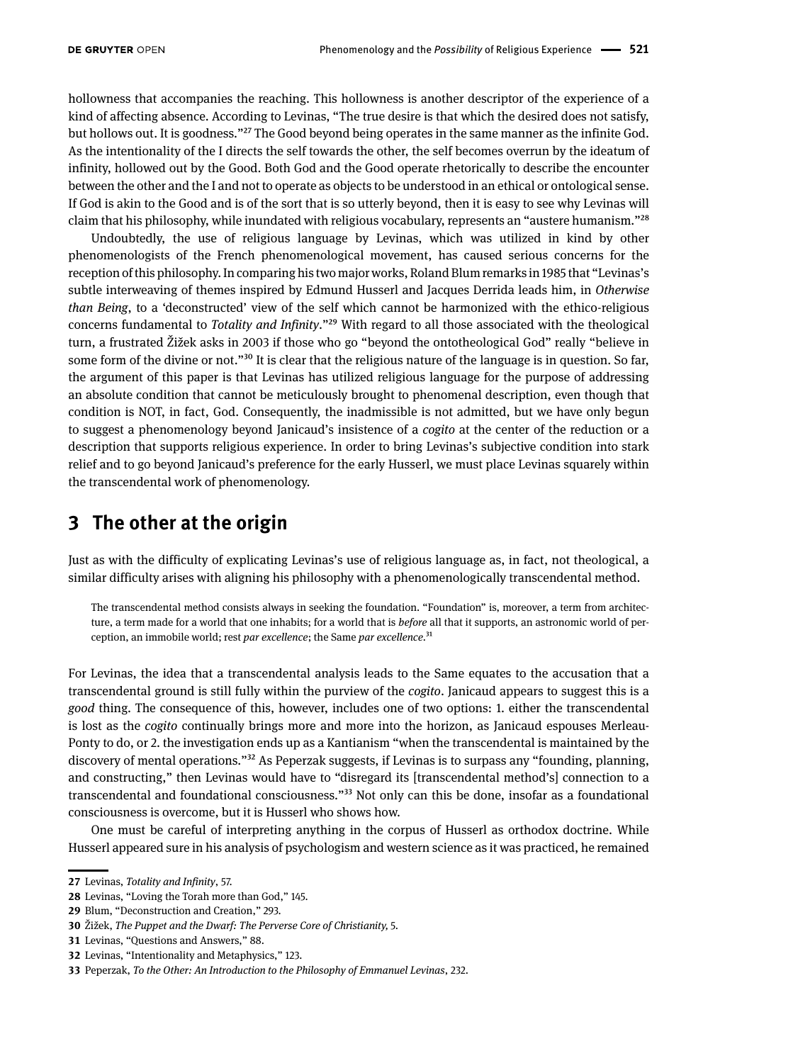hollowness that accompanies the reaching. This hollowness is another descriptor of the experience of a kind of affecting absence. According to Levinas, "The true desire is that which the desired does not satisfy, but hollows out. It is goodness."[27] The Good beyond being operates in the same manner as the infinite God. As the intentionality of the I directs the self towards the other, the self becomes overrun by the ideatum of infinity, hollowed out by the Good. Both God and the Good operate rhetorically to describe the encounter between the other and the I and not to operate as objects to be understood in an ethical or ontological sense. If God is akin to the Good and is of the sort that is so utterly beyond, then it is easy to see why Levinas will claim that his philosophy, while inundated with religious vocabulary, represents an "austere humanism."[28]

Undoubtedly, the use of religious language by Levinas, which was utilized in kind by other phenomenologists of the French phenomenological movement, has caused serious concerns for the reception of this philosophy. In comparing his two major works, Roland Blum remarks in 1985 that "Levinas's subtle interweaving of themes inspired by Edmund Husserl and Jacques Derrida leads him, in *Otherwise than Being*, to a 'deconstructed' view of the self which cannot be harmonized with the ethico-religious concerns fundamental to *Totality and Infinity*."[29] With regard to all those associated with the theological turn, a frustrated Žižek asks in 2003 if those who go "beyond the ontotheological God" really "believe in some form of the divine or not."[30] It is clear that the religious nature of the language is in question. So far, the argument of this paper is that Levinas has utilized religious language for the purpose of addressing an absolute condition that cannot be meticulously brought to phenomenal description, even though that condition is NOT, in fact, God. Consequently, the inadmissible is not admitted, but we have only begun to suggest a phenomenology beyond Janicaud's insistence of a *cogito* at the center of the reduction or a description that supports religious experience. In order to bring Levinas's subjective condition into stark relief and to go beyond Janicaud's preference for the early Husserl, we must place Levinas squarely within the transcendental work of phenomenology.

## 3 The other at the origin

Just as with the difficulty of explicating Levinas's use of religious language as, in fact, not theological, a similar difficulty arises with aligning his philosophy with a phenomenologically transcendental method.

> The transcendental method consists always in seeking the foundation. "Foundation" is, moreover, a term from architecture, a term made for a world that one inhabits; for a world that is *before* all that it supports, an astronomic world of perception, an immobile world; rest *par excellence*; the Same *par excellence*.[31]

For Levinas, the idea that a transcendental analysis leads to the Same equates to the accusation that a transcendental ground is still fully within the purview of the *cogito*. Janicaud appears to suggest this is a *good* thing. The consequence of this, however, includes one of two options: 1. either the transcendental is lost as the *cogito* continually brings more and more into the horizon, as Janicaud espouses Merleau-Ponty to do, or 2. the investigation ends up as a Kantianism "when the transcendental is maintained by the discovery of mental operations."[32] As Peperzak suggests, if Levinas is to surpass any "founding, planning, and constructing," then Levinas would have to "disregard its [transcendental method's] connection to a transcendental and foundational consciousness."[33] Not only can this be done, insofar as a foundational consciousness is overcome, but it is Husserl who shows how.

One must be careful of interpreting anything in the corpus of Husserl as orthodox doctrine. While Husserl appeared sure in his analysis of psychologism and western science as it was practiced, he remained

---

27 Levinas, *Totality and Infinity*, 57.

28 Levinas, "Loving the Torah more than God," 145.

29 Blum, "Deconstruction and Creation," 293.

30 Žižek, *The Puppet and the Dwarf: The Perverse Core of Christianity*, 5.

31 Levinas, "Questions and Answers," 88.

32 Levinas, "Intentionality and Metaphysics," 123.

33 Peperzak, *To the Other: An Introduction to the Philosophy of Emmanuel Levinas*, 232.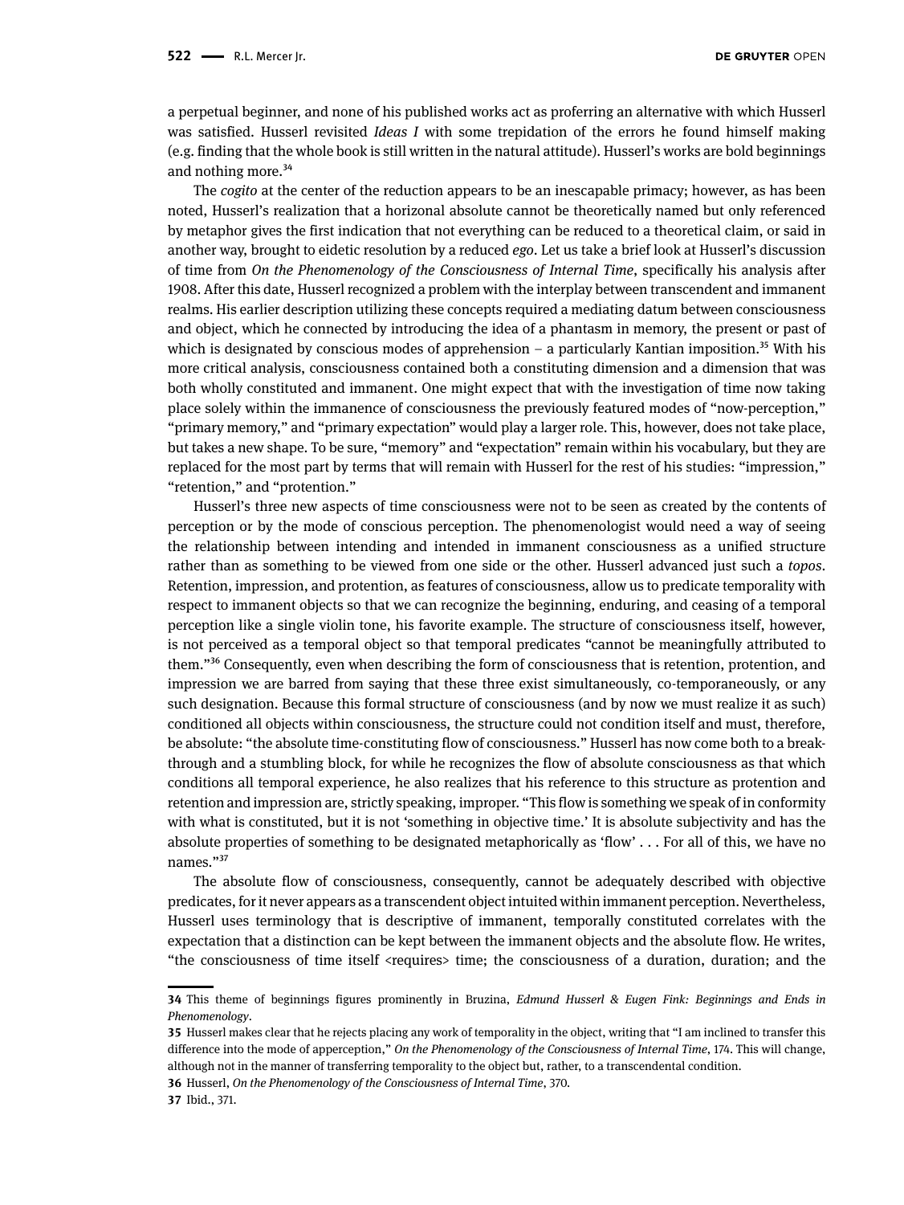a perpetual beginner, and none of his published works act as proferring an alternative with which Husserl was satisfied. Husserl revisited *Ideas I* with some trepidation of the errors he found himself making (e.g. finding that the whole book is still written in the natural attitude). Husserl's works are bold beginnings and nothing more.[34]

The *cogito* at the center of the reduction appears to be an inescapable primacy; however, as has been noted, Husserl's realization that a horizonal absolute cannot be theoretically named but only referenced by metaphor gives the first indication that not everything can be reduced to a theoretical claim, or said in another way, brought to eidetic resolution by a reduced *ego*. Let us take a brief look at Husserl's discussion of time from *On the Phenomenology of the Consciousness of Internal Time*, specifically his analysis after 1908. After this date, Husserl recognized a problem with the interplay between transcendent and immanent realms. His earlier description utilizing these concepts required a mediating datum between consciousness and object, which he connected by introducing the idea of a phantasm in memory, the present or past of which is designated by conscious modes of apprehension – a particularly Kantian imposition.[35] With his more critical analysis, consciousness contained both a constituting dimension and a dimension that was both wholly constituted and immanent. One might expect that with the investigation of time now taking place solely within the immanence of consciousness the previously featured modes of "now-perception," "primary memory," and "primary expectation" would play a larger role. This, however, does not take place, but takes a new shape. To be sure, "memory" and "expectation" remain within his vocabulary, but they are replaced for the most part by terms that will remain with Husserl for the rest of his studies: "impression," "retention," and "protention."

Husserl's three new aspects of time consciousness were not to be seen as created by the contents of perception or by the mode of conscious perception. The phenomenologist would need a way of seeing the relationship between intending and intended in immanent consciousness as a unified structure rather than as something to be viewed from one side or the other. Husserl advanced just such a *topos*. Retention, impression, and protention, as features of consciousness, allow us to predicate temporality with respect to immanent objects so that we can recognize the beginning, enduring, and ceasing of a temporal perception like a single violin tone, his favorite example. The structure of consciousness itself, however, is not perceived as a temporal object so that temporal predicates "cannot be meaningfully attributed to them."[36] Consequently, even when describing the form of consciousness that is retention, protention, and impression we are barred from saying that these three exist simultaneously, co-temporaneously, or any such designation. Because this formal structure of consciousness (and by now we must realize it as such) conditioned all objects within consciousness, the structure could not condition itself and must, therefore, be absolute: "the absolute time-constituting flow of consciousness." Husserl has now come both to a breakthrough and a stumbling block, for while he recognizes the flow of absolute consciousness as that which conditions all temporal experience, he also realizes that his reference to this structure as protention and retention and impression are, strictly speaking, improper. "This flow is something we speak of in conformity with what is constituted, but it is not 'something in objective time.' It is absolute subjectivity and has the absolute properties of something to be designated metaphorically as 'flow' . . . For all of this, we have no names."[37]

The absolute flow of consciousness, consequently, cannot be adequately described with objective predicates, for it never appears as a transcendent object intuited within immanent perception. Nevertheless, Husserl uses terminology that is descriptive of immanent, temporally constituted correlates with the expectation that a distinction can be kept between the immanent objects and the absolute flow. He writes, "the consciousness of time itself <requires> time; the consciousness of a duration, duration; and the

---

34 This theme of beginnings figures prominently in Bruzina, *Edmund Husserl & Eugen Fink: Beginnings and Ends in Phenomenology*.

35 Husserl makes clear that he rejects placing any work of temporality in the object, writing that "I am inclined to transfer this difference into the mode of apperception," *On the Phenomenology of the Consciousness of Internal Time*, 174. This will change, although not in the manner of transferring temporality to the object but, rather, to a transcendental condition.

36 Husserl, *On the Phenomenology of the Consciousness of Internal Time*, 370.

37 Ibid., 371.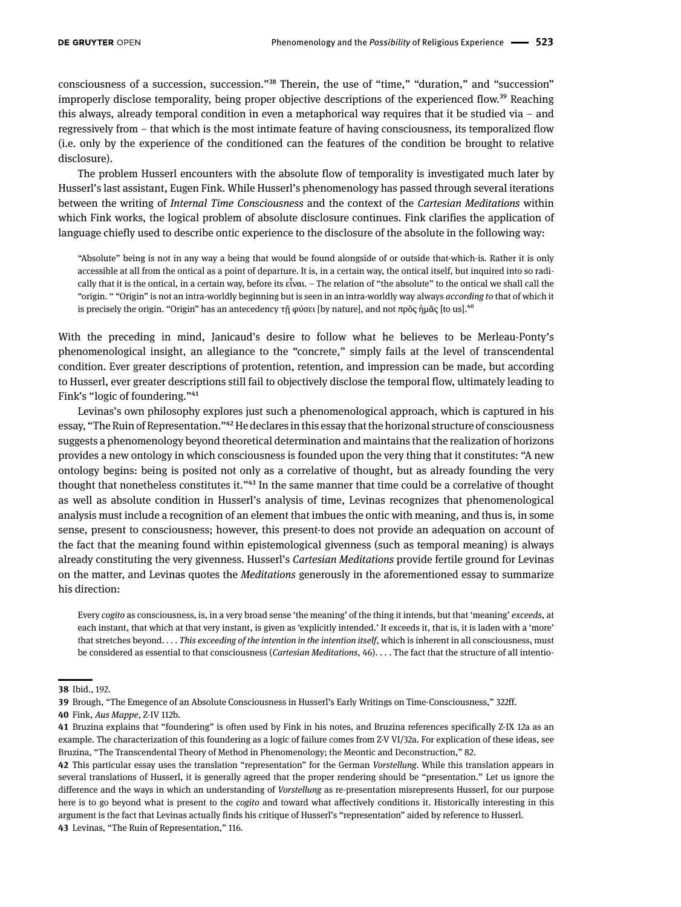consciousness of a succession, succession."[38] Therein, the use of "time," "duration," and "succession" improperly disclose temporality, being proper objective descriptions of the experienced flow.[39] Reaching this always, already temporal condition in even a metaphorical way requires that it be studied via – and regressively from – that which is the most intimate feature of having consciousness, its temporalized flow (i.e. only by the experience of the conditioned can the features of the condition be brought to relative disclosure).

The problem Husserl encounters with the absolute flow of temporality is investigated much later by Husserl's last assistant, Eugen Fink. While Husserl's phenomenology has passed through several iterations between the writing of *Internal Time Consciousness* and the context of the *Cartesian Meditations* within which Fink works, the logical problem of absolute disclosure continues. Fink clarifies the application of language chiefly used to describe ontic experience to the disclosure of the absolute in the following way:

> "Absolute" being is not in any way a being that would be found alongside of or outside that-which-is. Rather it is only accessible at all from the ontical as a point of departure. It is, in a certain way, the ontical itself, but inquired into so radically that it is the ontical, in a certain way, before its εἶναι. – The relation of "the absolute" to the ontical we shall call the "origin. " "Origin" is not an intra-worldly beginning but is seen in an intra-worldly way always *according to* that of which it is precisely the origin. "Origin" has an antecedency τῇ φύσει [by nature], and not πρὸς ἡμᾶς [to us].[40]

With the preceding in mind, Janicaud's desire to follow what he believes to be Merleau-Ponty's phenomenological insight, an allegiance to the "concrete," simply fails at the level of transcendental condition. Ever greater descriptions of protention, retention, and impression can be made, but according to Husserl, ever greater descriptions still fail to objectively disclose the temporal flow, ultimately leading to Fink's "logic of foundering."[41]

Levinas's own philosophy explores just such a phenomenological approach, which is captured in his essay, "The Ruin of Representation."[42] He declares in this essay that the horizonal structure of consciousness suggests a phenomenology beyond theoretical determination and maintains that the realization of horizons provides a new ontology in which consciousness is founded upon the very thing that it constitutes: "A new ontology begins: being is posited not only as a correlative of thought, but as already founding the very thought that nonetheless constitutes it."[43] In the same manner that time could be a correlative of thought as well as absolute condition in Husserl's analysis of time, Levinas recognizes that phenomenological analysis must include a recognition of an element that imbues the ontic with meaning, and thus is, in some sense, present to consciousness; however, this present-to does not provide an adequation on account of the fact that the meaning found within epistemological givenness (such as temporal meaning) is always already constituting the very givenness. Husserl's *Cartesian Meditations* provide fertile ground for Levinas on the matter, and Levinas quotes the *Meditations* generously in the aforementioned essay to summarize his direction:

> Every *cogito* as consciousness, is, in a very broad sense 'the meaning' of the thing it intends, but that 'meaning' *exceeds*, at each instant, that which at that very instant, is given as 'explicitly intended.' It exceeds it, that is, it is laden with a 'more' that stretches beyond. . . . *This exceeding of the intention in the intention itself*, which is inherent in all consciousness, must be considered as essential to that consciousness (*Cartesian Meditations*, 46). . . . The fact that the structure of all intentio-

---

38 Ibid., 192.

39 Brough, "The Emegence of an Absolute Consciousness in Husserl's Early Writings on Time-Consciousness," 322ff.

40 Fink, *Aus Mappe*, Z-IV 112b.

41 Bruzina explains that "foundering" is often used by Fink in his notes, and Bruzina references specifically Z-IX 12a as an example. The characterization of this foundering as a logic of failure comes from Z-V VI/32a. For explication of these ideas, see Bruzina, "The Transcendental Theory of Method in Phenomenology; the Meontic and Deconstruction," 82.

42 This particular essay uses the translation "representation" for the German *Vorstellung*. While this translation appears in several translations of Husserl, it is generally agreed that the proper rendering should be "presentation." Let us ignore the difference and the ways in which an understanding of *Vorstellung* as re-presentation misrepresents Husserl, for our purpose here is to go beyond what is present to the *cogito* and toward what affectively conditions it. Historically interesting in this argument is the fact that Levinas actually finds his critique of Husserl's "representation" aided by reference to Husserl.

43 Levinas, "The Ruin of Representation," 116.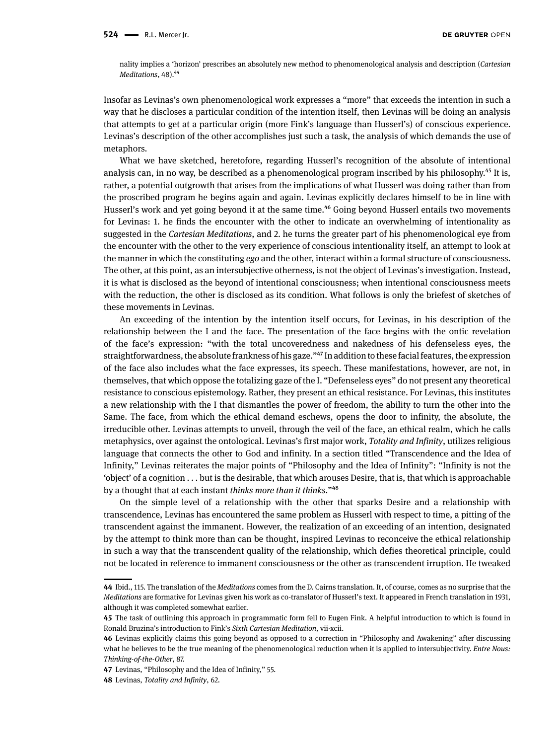nality implies a 'horizon' prescribes an absolutely new method to phenomenological analysis and description (*Cartesian Meditations*, 48).[44]

Insofar as Levinas's own phenomenological work expresses a "more" that exceeds the intention in such a way that he discloses a particular condition of the intention itself, then Levinas will be doing an analysis that attempts to get at a particular origin (more Fink's language than Husserl's) of conscious experience. Levinas's description of the other accomplishes just such a task, the analysis of which demands the use of metaphors.

What we have sketched, heretofore, regarding Husserl's recognition of the absolute of intentional analysis can, in no way, be described as a phenomenological program inscribed by his philosophy.[45] It is, rather, a potential outgrowth that arises from the implications of what Husserl was doing rather than from the proscribed program he begins again and again. Levinas explicitly declares himself to be in line with Husserl's work and yet going beyond it at the same time.[46] Going beyond Husserl entails two movements for Levinas: 1. he finds the encounter with the other to indicate an overwhelming of intentionality as suggested in the *Cartesian Meditations*, and 2. he turns the greater part of his phenomenological eye from the encounter with the other to the very experience of conscious intentionality itself, an attempt to look at the manner in which the constituting *ego* and the other, interact within a formal structure of consciousness. The other, at this point, as an intersubjective otherness, is not the object of Levinas's investigation. Instead, it is what is disclosed as the beyond of intentional consciousness; when intentional consciousness meets with the reduction, the other is disclosed as its condition. What follows is only the briefest of sketches of these movements in Levinas.

An exceeding of the intention by the intention itself occurs, for Levinas, in his description of the relationship between the I and the face. The presentation of the face begins with the ontic revelation of the face's expression: "with the total uncoveredness and nakedness of his defenseless eyes, the straightforwardness, the absolute frankness of his gaze."[47] In addition to these facial features, the expression of the face also includes what the face expresses, its speech. These manifestations, however, are not, in themselves, that which oppose the totalizing gaze of the I. "Defenseless eyes" do not present any theoretical resistance to conscious epistemology. Rather, they present an ethical resistance. For Levinas, this institutes a new relationship with the I that dismantles the power of freedom, the ability to turn the other into the Same. The face, from which the ethical demand eschews, opens the door to infinity, the absolute, the irreducible other. Levinas attempts to unveil, through the veil of the face, an ethical realm, which he calls metaphysics, over against the ontological. Levinas's first major work, *Totality and Infinity*, utilizes religious language that connects the other to God and infinity. In a section titled "Transcendence and the Idea of Infinity," Levinas reiterates the major points of "Philosophy and the Idea of Infinity": "Infinity is not the 'object' of a cognition . . . but is the desirable, that which arouses Desire, that is, that which is approachable by a thought that at each instant *thinks more than it thinks*."[48]

On the simple level of a relationship with the other that sparks Desire and a relationship with transcendence, Levinas has encountered the same problem as Husserl with respect to time, a pitting of the transcendent against the immanent. However, the realization of an exceeding of an intention, designated by the attempt to think more than can be thought, inspired Levinas to reconceive the ethical relationship in such a way that the transcendent quality of the relationship, which defies theoretical principle, could not be located in reference to immanent consciousness or the other as transcendent irruption. He tweaked

---

**44** Ibid., 115. The translation of the *Meditations* comes from the D. Cairns translation. It, of course, comes as no surprise that the *Meditations* are formative for Levinas given his work as co-translator of Husserl's text. It appeared in French translation in 1931, although it was completed somewhat earlier.

**45** The task of outlining this approach in programmatic form fell to Eugen Fink. A helpful introduction to which is found in Ronald Bruzina's introduction to Fink's *Sixth Cartesian Meditation*, vii-xcii.

**46** Levinas explicitly claims this going beyond as opposed to a correction in "Philosophy and Awakening" after discussing what he believes to be the true meaning of the phenomenological reduction when it is applied to intersubjectivity. *Entre Nous: Thinking-of-the-Other*, 87.

**47** Levinas, "Philosophy and the Idea of Infinity," 55.

**48** Levinas, *Totality and Infinity*, 62.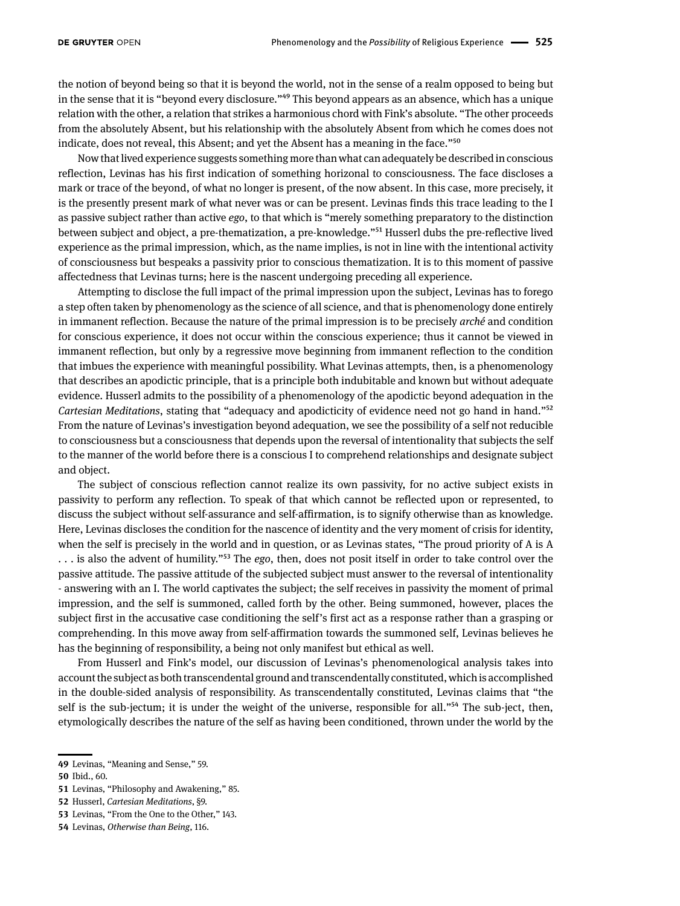the notion of beyond being so that it is beyond the world, not in the sense of a realm opposed to being but in the sense that it is "beyond every disclosure."[49] This beyond appears as an absence, which has a unique relation with the other, a relation that strikes a harmonious chord with Fink's absolute. "The other proceeds from the absolutely Absent, but his relationship with the absolutely Absent from which he comes does not indicate, does not reveal, this Absent; and yet the Absent has a meaning in the face."[50]

Now that lived experience suggests something more than what can adequately be described in conscious reflection, Levinas has his first indication of something horizonal to consciousness. The face discloses a mark or trace of the beyond, of what no longer is present, of the now absent. In this case, more precisely, it is the presently present mark of what never was or can be present. Levinas finds this trace leading to the I as passive subject rather than active *ego*, to that which is "merely something preparatory to the distinction between subject and object, a pre-thematization, a pre-knowledge."[51] Husserl dubs the pre-reflective lived experience as the primal impression, which, as the name implies, is not in line with the intentional activity of consciousness but bespeaks a passivity prior to conscious thematization. It is to this moment of passive affectedness that Levinas turns; here is the nascent undergoing preceding all experience.

Attempting to disclose the full impact of the primal impression upon the subject, Levinas has to forego a step often taken by phenomenology as the science of all science, and that is phenomenology done entirely in immanent reflection. Because the nature of the primal impression is to be precisely *arché* and condition for conscious experience, it does not occur within the conscious experience; thus it cannot be viewed in immanent reflection, but only by a regressive move beginning from immanent reflection to the condition that imbues the experience with meaningful possibility. What Levinas attempts, then, is a phenomenology that describes an apodictic principle, that is a principle both indubitable and known but without adequate evidence. Husserl admits to the possibility of a phenomenology of the apodictic beyond adequation in the *Cartesian Meditations*, stating that "adequacy and apodicticity of evidence need not go hand in hand."[52] From the nature of Levinas's investigation beyond adequation, we see the possibility of a self not reducible to consciousness but a consciousness that depends upon the reversal of intentionality that subjects the self to the manner of the world before there is a conscious I to comprehend relationships and designate subject and object.

The subject of conscious reflection cannot realize its own passivity, for no active subject exists in passivity to perform any reflection. To speak of that which cannot be reflected upon or represented, to discuss the subject without self-assurance and self-affirmation, is to signify otherwise than as knowledge. Here, Levinas discloses the condition for the nascence of identity and the very moment of crisis for identity, when the self is precisely in the world and in question, or as Levinas states, "The proud priority of A is A . . . is also the advent of humility."[53] The *ego*, then, does not posit itself in order to take control over the passive attitude. The passive attitude of the subjected subject must answer to the reversal of intentionality - answering with an I. The world captivates the subject; the self receives in passivity the moment of primal impression, and the self is summoned, called forth by the other. Being summoned, however, places the subject first in the accusative case conditioning the self's first act as a response rather than a grasping or comprehending. In this move away from self-affirmation towards the summoned self, Levinas believes he has the beginning of responsibility, a being not only manifest but ethical as well.

From Husserl and Fink's model, our discussion of Levinas's phenomenological analysis takes into account the subject as both transcendental ground and transcendentally constituted, which is accomplished in the double-sided analysis of responsibility. As transcendentally constituted, Levinas claims that "the self is the sub-jectum; it is under the weight of the universe, responsible for all."[54] The sub-ject, then, etymologically describes the nature of the self as having been conditioned, thrown under the world by the

---

49 Levinas, "Meaning and Sense," 59.

50 Ibid., 60.

51 Levinas, "Philosophy and Awakening," 85.

52 Husserl, *Cartesian Meditations*, §9.

53 Levinas, "From the One to the Other," 143.

54 Levinas, *Otherwise than Being*, 116.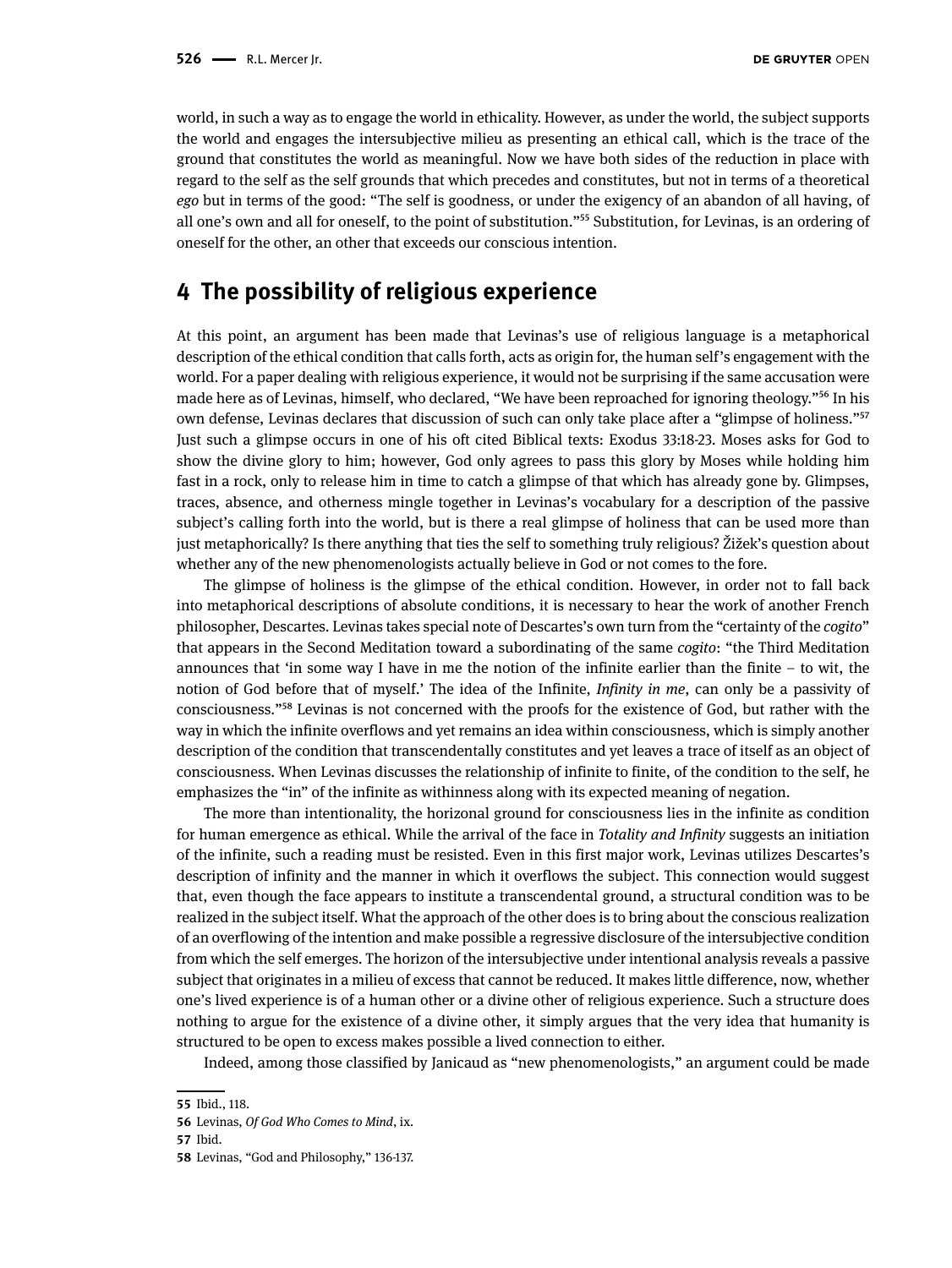world, in such a way as to engage the world in ethicality. However, as under the world, the subject supports the world and engages the intersubjective milieu as presenting an ethical call, which is the trace of the ground that constitutes the world as meaningful. Now we have both sides of the reduction in place with regard to the self as the self grounds that which precedes and constitutes, but not in terms of a theoretical *ego* but in terms of the good: "The self is goodness, or under the exigency of an abandon of all having, of all one's own and all for oneself, to the point of substitution."[55] Substitution, for Levinas, is an ordering of oneself for the other, an other that exceeds our conscious intention.

## 4 The possibility of religious experience

At this point, an argument has been made that Levinas's use of religious language is a metaphorical description of the ethical condition that calls forth, acts as origin for, the human self's engagement with the world. For a paper dealing with religious experience, it would not be surprising if the same accusation were made here as of Levinas, himself, who declared, "We have been reproached for ignoring theology."[56] In his own defense, Levinas declares that discussion of such can only take place after a "glimpse of holiness."[57] Just such a glimpse occurs in one of his oft cited Biblical texts: Exodus 33:18-23. Moses asks for God to show the divine glory to him; however, God only agrees to pass this glory by Moses while holding him fast in a rock, only to release him in time to catch a glimpse of that which has already gone by. Glimpses, traces, absence, and otherness mingle together in Levinas's vocabulary for a description of the passive subject's calling forth into the world, but is there a real glimpse of holiness that can be used more than just metaphorically? Is there anything that ties the self to something truly religious? Žižek's question about whether any of the new phenomenologists actually believe in God or not comes to the fore.

The glimpse of holiness is the glimpse of the ethical condition. However, in order not to fall back into metaphorical descriptions of absolute conditions, it is necessary to hear the work of another French philosopher, Descartes. Levinas takes special note of Descartes's own turn from the "certainty of the *cogito*" that appears in the Second Meditation toward a subordinating of the same *cogito*: "the Third Meditation announces that 'in some way I have in me the notion of the infinite earlier than the finite – to wit, the notion of God before that of myself.' The idea of the Infinite, *Infinity in me*, can only be a passivity of consciousness."[58] Levinas is not concerned with the proofs for the existence of God, but rather with the way in which the infinite overflows and yet remains an idea within consciousness, which is simply another description of the condition that transcendentally constitutes and yet leaves a trace of itself as an object of consciousness. When Levinas discusses the relationship of infinite to finite, of the condition to the self, he emphasizes the "in" of the infinite as withinness along with its expected meaning of negation.

The more than intentionality, the horizonal ground for consciousness lies in the infinite as condition for human emergence as ethical. While the arrival of the face in *Totality and Infinity* suggests an initiation of the infinite, such a reading must be resisted. Even in this first major work, Levinas utilizes Descartes's description of infinity and the manner in which it overflows the subject. This connection would suggest that, even though the face appears to institute a transcendental ground, a structural condition was to be realized in the subject itself. What the approach of the other does is to bring about the conscious realization of an overflowing of the intention and make possible a regressive disclosure of the intersubjective condition from which the self emerges. The horizon of the intersubjective under intentional analysis reveals a passive subject that originates in a milieu of excess that cannot be reduced. It makes little difference, now, whether one's lived experience is of a human other or a divine other of religious experience. Such a structure does nothing to argue for the existence of a divine other, it simply argues that the very idea that humanity is structured to be open to excess makes possible a lived connection to either.

Indeed, among those classified by Janicaud as "new phenomenologists," an argument could be made

---

55 Ibid., 118.

56 Levinas, *Of God Who Comes to Mind*, ix.

57 Ibid.

58 Levinas, "God and Philosophy," 136-137.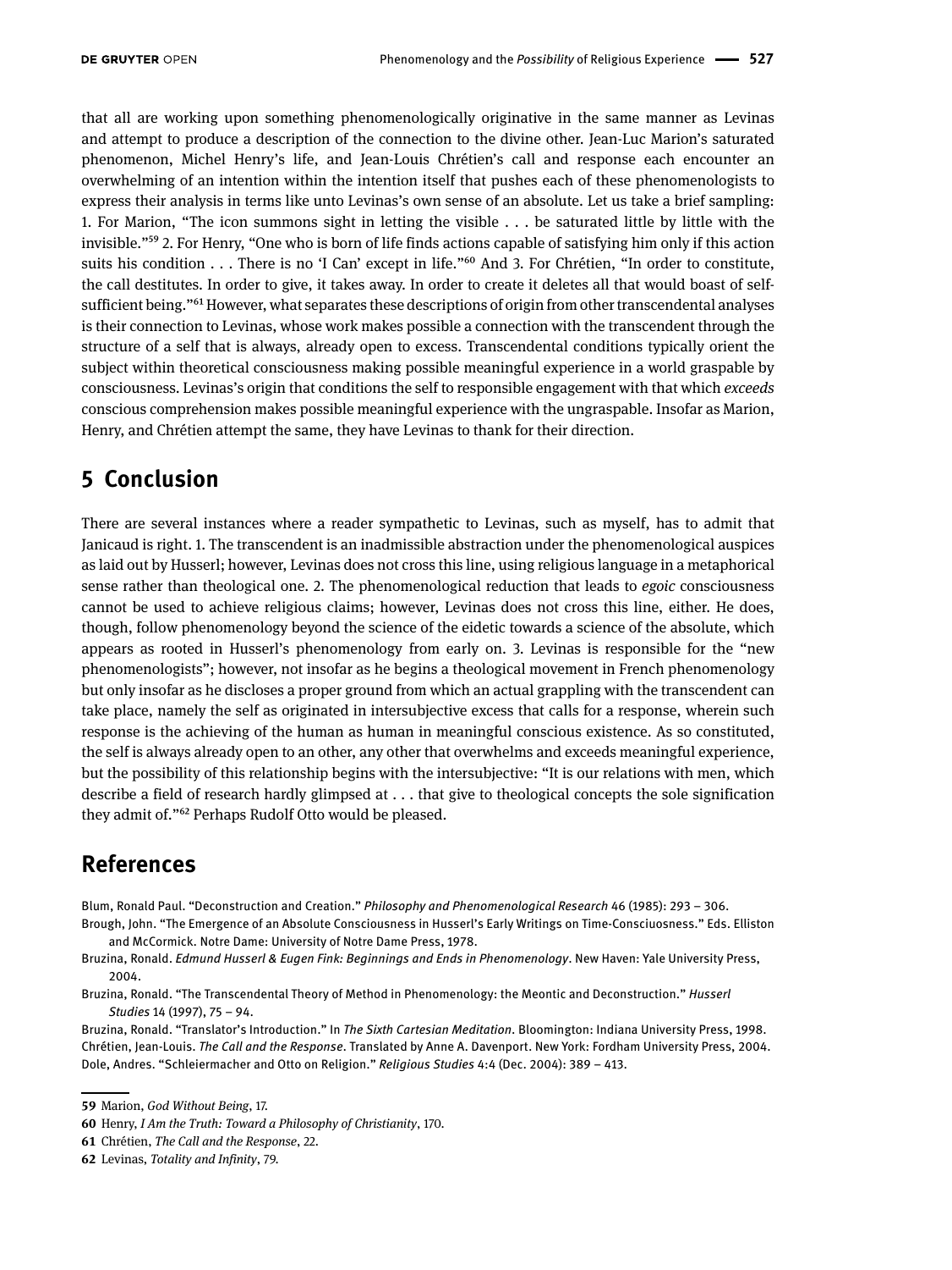that all are working upon something phenomenologically originative in the same manner as Levinas and attempt to produce a description of the connection to the divine other. Jean-Luc Marion's saturated phenomenon, Michel Henry's life, and Jean-Louis Chrétien's call and response each encounter an overwhelming of an intention within the intention itself that pushes each of these phenomenologists to express their analysis in terms like unto Levinas's own sense of an absolute. Let us take a brief sampling: 1. For Marion, "The icon summons sight in letting the visible . . . be saturated little by little with the invisible."[59] 2. For Henry, "One who is born of life finds actions capable of satisfying him only if this action suits his condition . . . There is no 'I Can' except in life."[60] And 3. For Chrétien, "In order to constitute, the call destitutes. In order to give, it takes away. In order to create it deletes all that would boast of self-sufficient being."[61] However, what separates these descriptions of origin from other transcendental analyses is their connection to Levinas, whose work makes possible a connection with the transcendent through the structure of a self that is always, already open to excess. Transcendental conditions typically orient the subject within theoretical consciousness making possible meaningful experience in a world graspable by consciousness. Levinas's origin that conditions the self to responsible engagement with that which *exceeds* conscious comprehension makes possible meaningful experience with the ungraspable. Insofar as Marion, Henry, and Chrétien attempt the same, they have Levinas to thank for their direction.

## 5 Conclusion

There are several instances where a reader sympathetic to Levinas, such as myself, has to admit that Janicaud is right. 1. The transcendent is an inadmissible abstraction under the phenomenological auspices as laid out by Husserl; however, Levinas does not cross this line, using religious language in a metaphorical sense rather than theological one. 2. The phenomenological reduction that leads to *egoic* consciousness cannot be used to achieve religious claims; however, Levinas does not cross this line, either. He does, though, follow phenomenology beyond the science of the eidetic towards a science of the absolute, which appears as rooted in Husserl's phenomenology from early on. 3. Levinas is responsible for the "new phenomenologists"; however, not insofar as he begins a theological movement in French phenomenology but only insofar as he discloses a proper ground from which an actual grappling with the transcendent can take place, namely the self as originated in intersubjective excess that calls for a response, wherein such response is the achieving of the human as human in meaningful conscious existence. As so constituted, the self is always already open to an other, any other that overwhelms and exceeds meaningful experience, but the possibility of this relationship begins with the intersubjective: "It is our relations with men, which describe a field of research hardly glimpsed at . . . that give to theological concepts the sole signification they admit of."[62] Perhaps Rudolf Otto would be pleased.

## References

Blum, Ronald Paul. "Deconstruction and Creation." *Philosophy and Phenomenological Research* 46 (1985): 293 – 306.

Brough, John. "The Emergence of an Absolute Consciousness in Husserl's Early Writings on Time-Consciuosness." Eds. Elliston and McCormick. Notre Dame: University of Notre Dame Press, 1978.

Bruzina, Ronald. *Edmund Husserl & Eugen Fink: Beginnings and Ends in Phenomenology*. New Haven: Yale University Press, 2004.

Bruzina, Ronald. "The Transcendental Theory of Method in Phenomenology: the Meontic and Deconstruction." *Husserl Studies* 14 (1997), 75 – 94.

Bruzina, Ronald. "Translator's Introduction." In *The Sixth Cartesian Meditation*. Bloomington: Indiana University Press, 1998.

Chrétien, Jean-Louis. *The Call and the Response*. Translated by Anne A. Davenport. New York: Fordham University Press, 2004.

Dole, Andres. "Schleiermacher and Otto on Religion." *Religious Studies* 4:4 (Dec. 2004): 389 – 413.

---

59 Marion, *God Without Being*, 17.

60 Henry, *I Am the Truth: Toward a Philosophy of Christianity*, 170.

61 Chrétien, *The Call and the Response*, 22.

62 Levinas, *Totality and Infinity*, 79.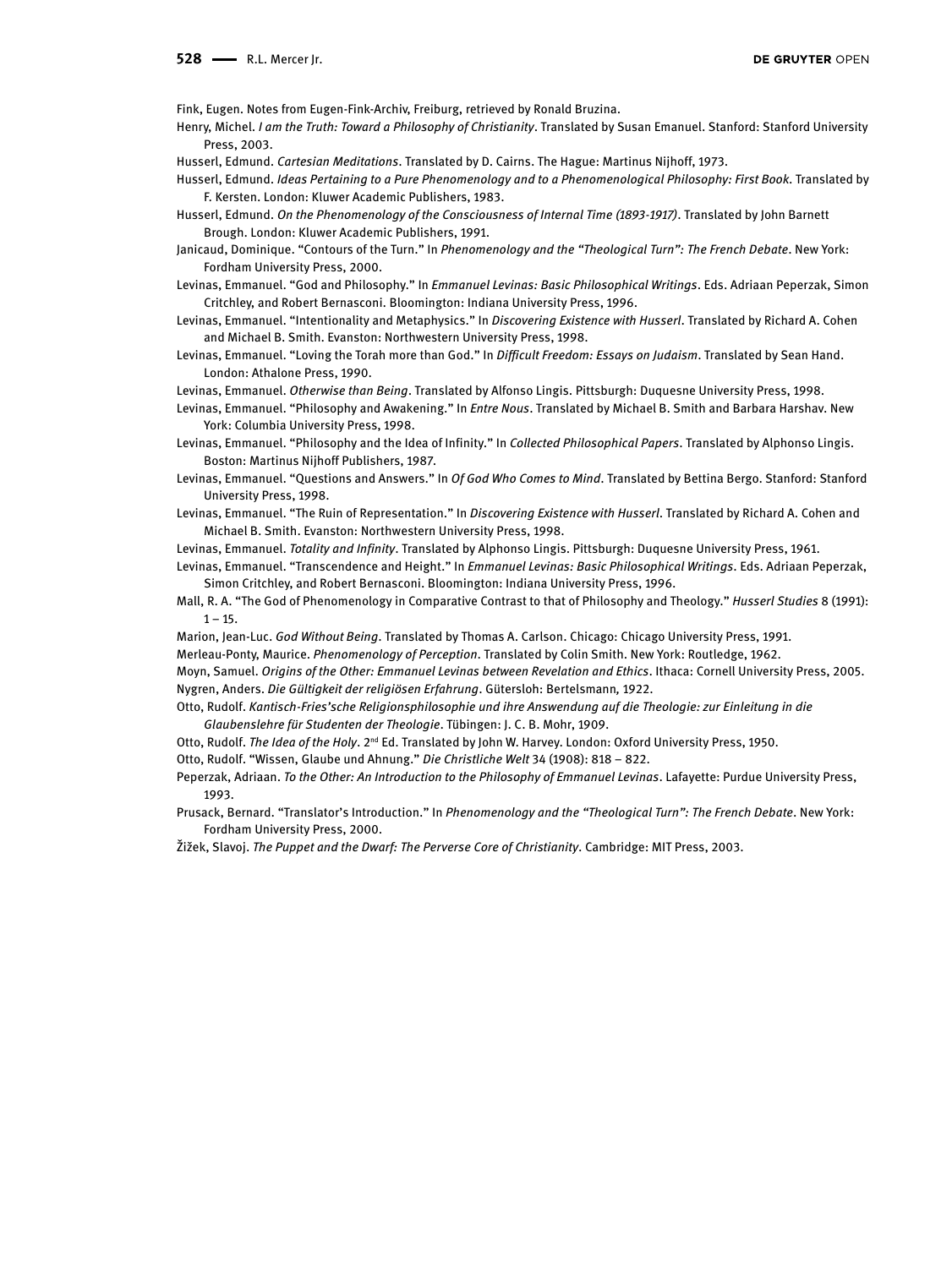Fink, Eugen. Notes from Eugen-Fink-Archiv, Freiburg, retrieved by Ronald Bruzina.

Henry, Michel. *I am the Truth: Toward a Philosophy of Christianity*. Translated by Susan Emanuel. Stanford: Stanford University Press, 2003.

Husserl, Edmund. *Cartesian Meditations*. Translated by D. Cairns. The Hague: Martinus Nijhoff, 1973.

Husserl, Edmund. *Ideas Pertaining to a Pure Phenomenology and to a Phenomenological Philosophy: First Book*. Translated by F. Kersten. London: Kluwer Academic Publishers, 1983.

Husserl, Edmund. *On the Phenomenology of the Consciousness of Internal Time (1893-1917)*. Translated by John Barnett Brough. London: Kluwer Academic Publishers, 1991.

Janicaud, Dominique. "Contours of the Turn." In *Phenomenology and the "Theological Turn": The French Debate*. New York: Fordham University Press, 2000.

Levinas, Emmanuel. "God and Philosophy." In *Emmanuel Levinas: Basic Philosophical Writings*. Eds. Adriaan Peperzak, Simon Critchley, and Robert Bernasconi. Bloomington: Indiana University Press, 1996.

Levinas, Emmanuel. "Intentionality and Metaphysics." In *Discovering Existence with Husserl*. Translated by Richard A. Cohen and Michael B. Smith. Evanston: Northwestern University Press, 1998.

Levinas, Emmanuel. "Loving the Torah more than God." In *Difficult Freedom: Essays on Judaism*. Translated by Sean Hand. London: Athalone Press, 1990.

Levinas, Emmanuel. *Otherwise than Being*. Translated by Alfonso Lingis. Pittsburgh: Duquesne University Press, 1998.

Levinas, Emmanuel. "Philosophy and Awakening." In *Entre Nous*. Translated by Michael B. Smith and Barbara Harshav. New York: Columbia University Press, 1998.

Levinas, Emmanuel. "Philosophy and the Idea of Infinity." In *Collected Philosophical Papers*. Translated by Alphonso Lingis. Boston: Martinus Nijhoff Publishers, 1987.

Levinas, Emmanuel. "Questions and Answers." In *Of God Who Comes to Mind*. Translated by Bettina Bergo. Stanford: Stanford University Press, 1998.

Levinas, Emmanuel. "The Ruin of Representation." In *Discovering Existence with Husserl*. Translated by Richard A. Cohen and Michael B. Smith. Evanston: Northwestern University Press, 1998.

Levinas, Emmanuel. *Totality and Infinity*. Translated by Alphonso Lingis. Pittsburgh: Duquesne University Press, 1961.

Levinas, Emmanuel. "Transcendence and Height." In *Emmanuel Levinas: Basic Philosophical Writings*. Eds. Adriaan Peperzak, Simon Critchley, and Robert Bernasconi. Bloomington: Indiana University Press, 1996.

Mall, R. A. "The God of Phenomenology in Comparative Contrast to that of Philosophy and Theology." *Husserl Studies* 8 (1991): 1 – 15.

Marion, Jean-Luc. *God Without Being*. Translated by Thomas A. Carlson. Chicago: Chicago University Press, 1991.

Merleau-Ponty, Maurice. *Phenomenology of Perception*. Translated by Colin Smith. New York: Routledge, 1962.

Moyn, Samuel. *Origins of the Other: Emmanuel Levinas between Revelation and Ethics*. Ithaca: Cornell University Press, 2005.

Nygren, Anders. *Die Gültigkeit der religiösen Erfahrung*. Gütersloh: Bertelsmann, 1922.

Otto, Rudolf. *Kantisch-Fries'sche Religionsphilosophie und ihre Answendung auf die Theologie: zur Einleitung in die Glaubenslehre für Studenten der Theologie*. Tübingen: J. C. B. Mohr, 1909.

Otto, Rudolf. *The Idea of the Holy*. 2nd Ed. Translated by John W. Harvey. London: Oxford University Press, 1950.

Otto, Rudolf. "Wissen, Glaube und Ahnung." *Die Christliche Welt* 34 (1908): 818 – 822.

Peperzak, Adriaan. *To the Other: An Introduction to the Philosophy of Emmanuel Levinas*. Lafayette: Purdue University Press, 1993.

Prusack, Bernard. "Translator's Introduction." In *Phenomenology and the "Theological Turn": The French Debate*. New York: Fordham University Press, 2000.

Žižek, Slavoj. *The Puppet and the Dwarf: The Perverse Core of Christianity*. Cambridge: MIT Press, 2003.